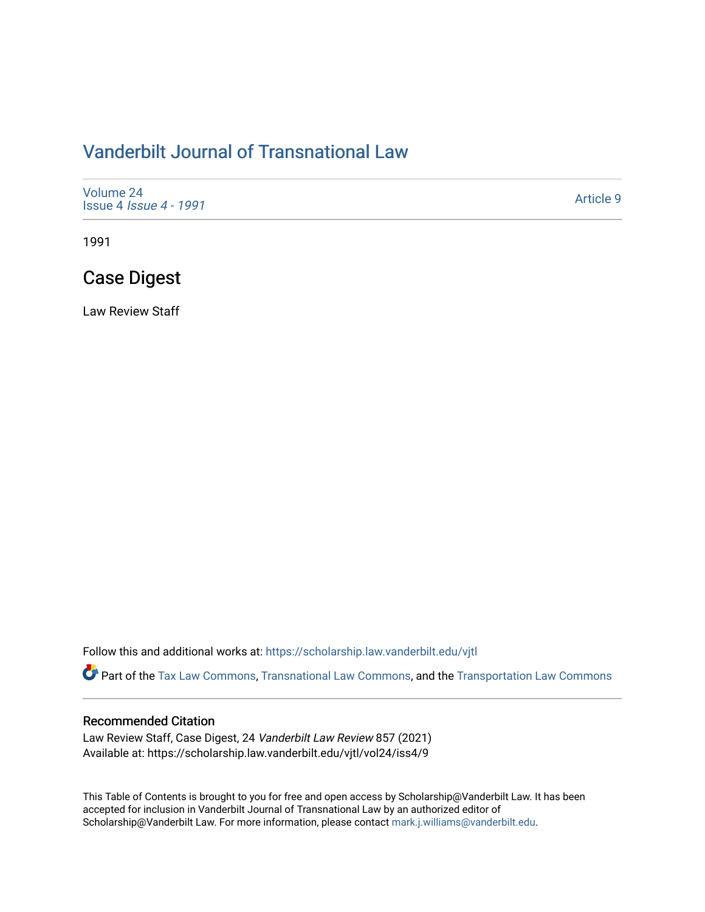# Vanderbilt Journal of Transnational Law

Volume 24
Issue 4 *Issue 4 - 1991*

Article 9

1991

## Case Digest

Law Review Staff

Follow this and additional works at: https://scholarship.law.vanderbilt.edu/vjtl

Part of the Tax Law Commons, Transnational Law Commons, and the Transportation Law Commons

### Recommended Citation

Law Review Staff, Case Digest, 24 *Vanderbilt Law Review* 857 (2021)
Available at: https://scholarship.law.vanderbilt.edu/vjtl/vol24/iss4/9

This Table of Contents is brought to you for free and open access by Scholarship@Vanderbilt Law. It has been accepted for inclusion in Vanderbilt Journal of Transnational Law by an authorized editor of Scholarship@Vanderbilt Law. For more information, please contact mark.j.williams@vanderbilt.edu.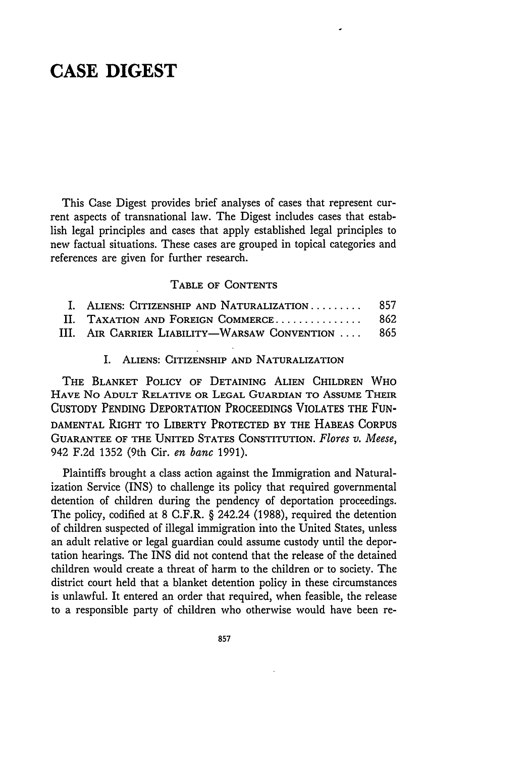# CASE DIGEST

This Case Digest provides brief analyses of cases that represent current aspects of transnational law. The Digest includes cases that establish legal principles and cases that apply established legal principles to new factual situations. These cases are grouped in topical categories and references are given for further research.

TABLE OF CONTENTS

| | | |
|---|---|---|
| I. | ALIENS: CITIZENSHIP AND NATURALIZATION ......... | 857 |
| II. | TAXATION AND FOREIGN COMMERCE ............... | 862 |
| III. | AIR CARRIER LIABILITY—WARSAW CONVENTION .... | 865 |

## I. ALIENS: CITIZENSHIP AND NATURALIZATION

THE BLANKET POLICY OF DETAINING ALIEN CHILDREN WHO HAVE NO ADULT RELATIVE OR LEGAL GUARDIAN TO ASSUME THEIR CUSTODY PENDING DEPORTATION PROCEEDINGS VIOLATES THE FUNDAMENTAL RIGHT TO LIBERTY PROTECTED BY THE HABEAS CORPUS GUARANTEE OF THE UNITED STATES CONSTITUTION. *Flores v. Meese*, 942 F.2d 1352 (9th Cir. *en banc* 1991).

Plaintiffs brought a class action against the Immigration and Naturalization Service (INS) to challenge its policy that required governmental detention of children during the pendency of deportation proceedings. The policy, codified at 8 C.F.R. § 242.24 (1988), required the detention of children suspected of illegal immigration into the United States, unless an adult relative or legal guardian could assume custody until the deportation hearings. The INS did not contend that the release of the detained children would create a threat of harm to the children or to society. The district court held that a blanket detention policy in these circumstances is unlawful. It entered an order that required, when feasible, the release to a responsible party of children who otherwise would have been re-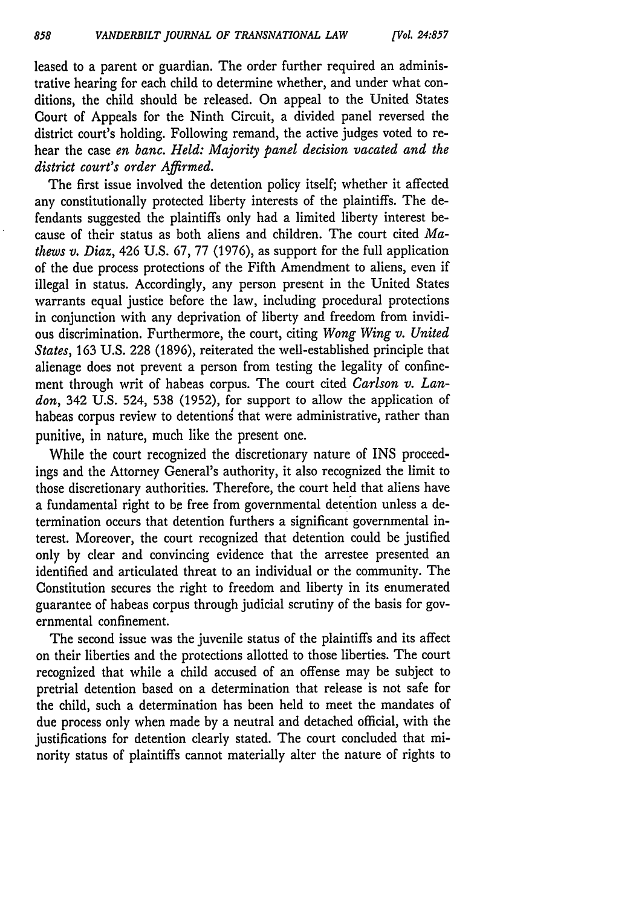leased to a parent or guardian. The order further required an administrative hearing for each child to determine whether, and under what conditions, the child should be released. On appeal to the United States Court of Appeals for the Ninth Circuit, a divided panel reversed the district court's holding. Following remand, the active judges voted to rehear the case *en banc*. *Held: Majority panel decision vacated and the district court's order Affirmed.*

The first issue involved the detention policy itself; whether it affected any constitutionally protected liberty interests of the plaintiffs. The defendants suggested the plaintiffs only had a limited liberty interest because of their status as both aliens and children. The court cited *Mathews v. Diaz*, 426 U.S. 67, 77 (1976), as support for the full application of the due process protections of the Fifth Amendment to aliens, even if illegal in status. Accordingly, any person present in the United States warrants equal justice before the law, including procedural protections in conjunction with any deprivation of liberty and freedom from invidious discrimination. Furthermore, the court, citing *Wong Wing v. United States*, 163 U.S. 228 (1896), reiterated the well-established principle that alienage does not prevent a person from testing the legality of confinement through writ of habeas corpus. The court cited *Carlson v. Landon*, 342 U.S. 524, 538 (1952), for support to allow the application of habeas corpus review to detentions that were administrative, rather than punitive, in nature, much like the present one.

While the court recognized the discretionary nature of INS proceedings and the Attorney General's authority, it also recognized the limit to those discretionary authorities. Therefore, the court held that aliens have a fundamental right to be free from governmental detention unless a determination occurs that detention furthers a significant governmental interest. Moreover, the court recognized that detention could be justified only by clear and convincing evidence that the arrestee presented an identified and articulated threat to an individual or the community. The Constitution secures the right to freedom and liberty in its enumerated guarantee of habeas corpus through judicial scrutiny of the basis for governmental confinement.

The second issue was the juvenile status of the plaintiffs and its affect on their liberties and the protections allotted to those liberties. The court recognized that while a child accused of an offense may be subject to pretrial detention based on a determination that release is not safe for the child, such a determination has been held to meet the mandates of due process only when made by a neutral and detached official, with the justifications for detention clearly stated. The court concluded that minority status of plaintiffs cannot materially alter the nature of rights to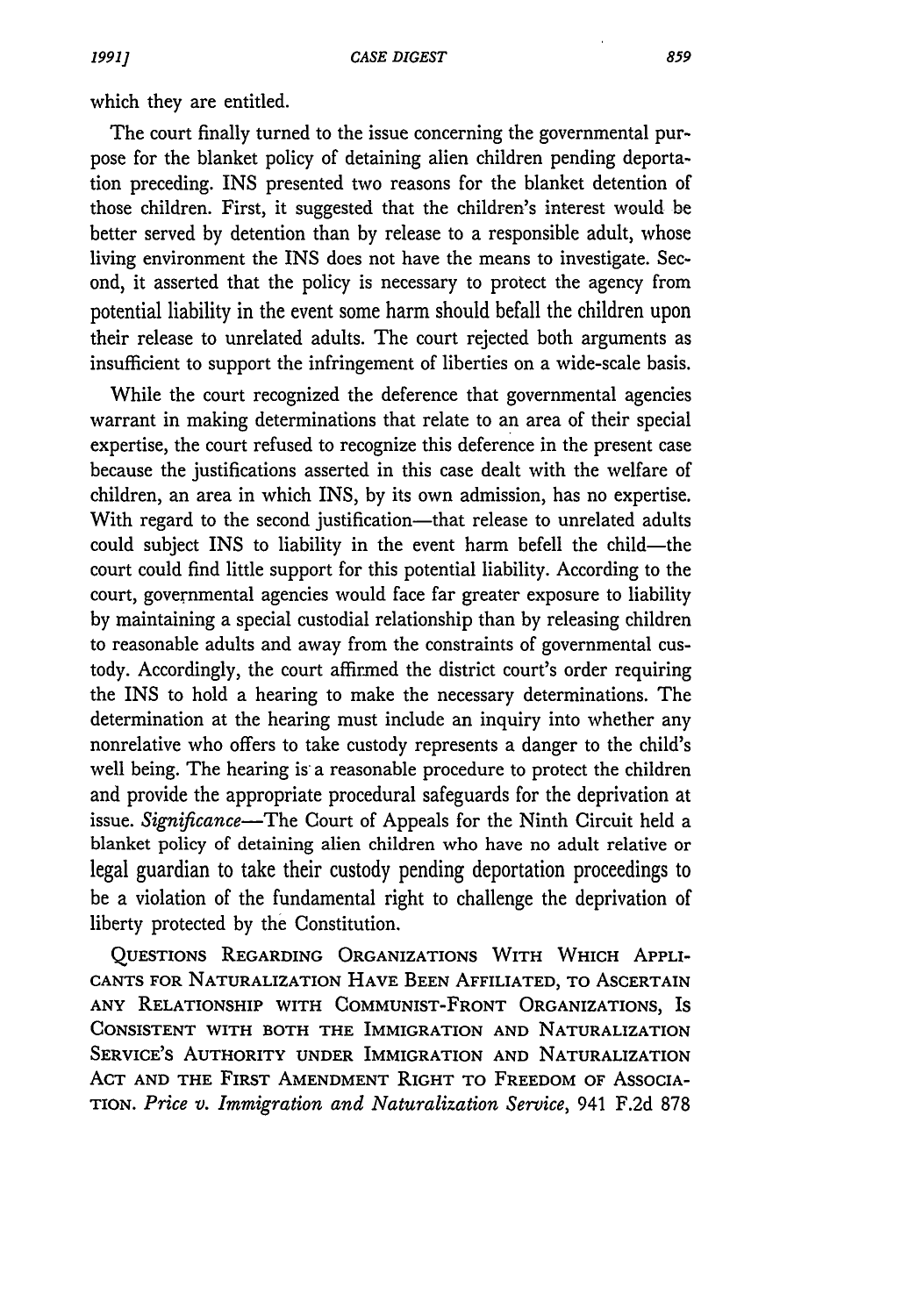which they are entitled.

The court finally turned to the issue concerning the governmental purpose for the blanket policy of detaining alien children pending deportation preceding. INS presented two reasons for the blanket detention of those children. First, it suggested that the children's interest would be better served by detention than by release to a responsible adult, whose living environment the INS does not have the means to investigate. Second, it asserted that the policy is necessary to protect the agency from potential liability in the event some harm should befall the children upon their release to unrelated adults. The court rejected both arguments as insufficient to support the infringement of liberties on a wide-scale basis.

While the court recognized the deference that governmental agencies warrant in making determinations that relate to an area of their special expertise, the court refused to recognize this deference in the present case because the justifications asserted in this case dealt with the welfare of children, an area in which INS, by its own admission, has no expertise. With regard to the second justification—that release to unrelated adults could subject INS to liability in the event harm befell the child—the court could find little support for this potential liability. According to the court, governmental agencies would face far greater exposure to liability by maintaining a special custodial relationship than by releasing children to reasonable adults and away from the constraints of governmental custody. Accordingly, the court affirmed the district court's order requiring the INS to hold a hearing to make the necessary determinations. The determination at the hearing must include an inquiry into whether any nonrelative who offers to take custody represents a danger to the child's well being. The hearing is a reasonable procedure to protect the children and provide the appropriate procedural safeguards for the deprivation at issue. *Significance*—The Court of Appeals for the Ninth Circuit held a blanket policy of detaining alien children who have no adult relative or legal guardian to take their custody pending deportation proceedings to be a violation of the fundamental right to challenge the deprivation of liberty protected by the Constitution.

QUESTIONS REGARDING ORGANIZATIONS WITH WHICH APPLICANTS FOR NATURALIZATION HAVE BEEN AFFILIATED, TO ASCERTAIN ANY RELATIONSHIP WITH COMMUNIST-FRONT ORGANIZATIONS, IS CONSISTENT WITH BOTH THE IMMIGRATION AND NATURALIZATION SERVICE'S AUTHORITY UNDER IMMIGRATION AND NATURALIZATION ACT AND THE FIRST AMENDMENT RIGHT TO FREEDOM OF ASSOCIATION. *Price v. Immigration and Naturalization Service*, 941 F.2d 878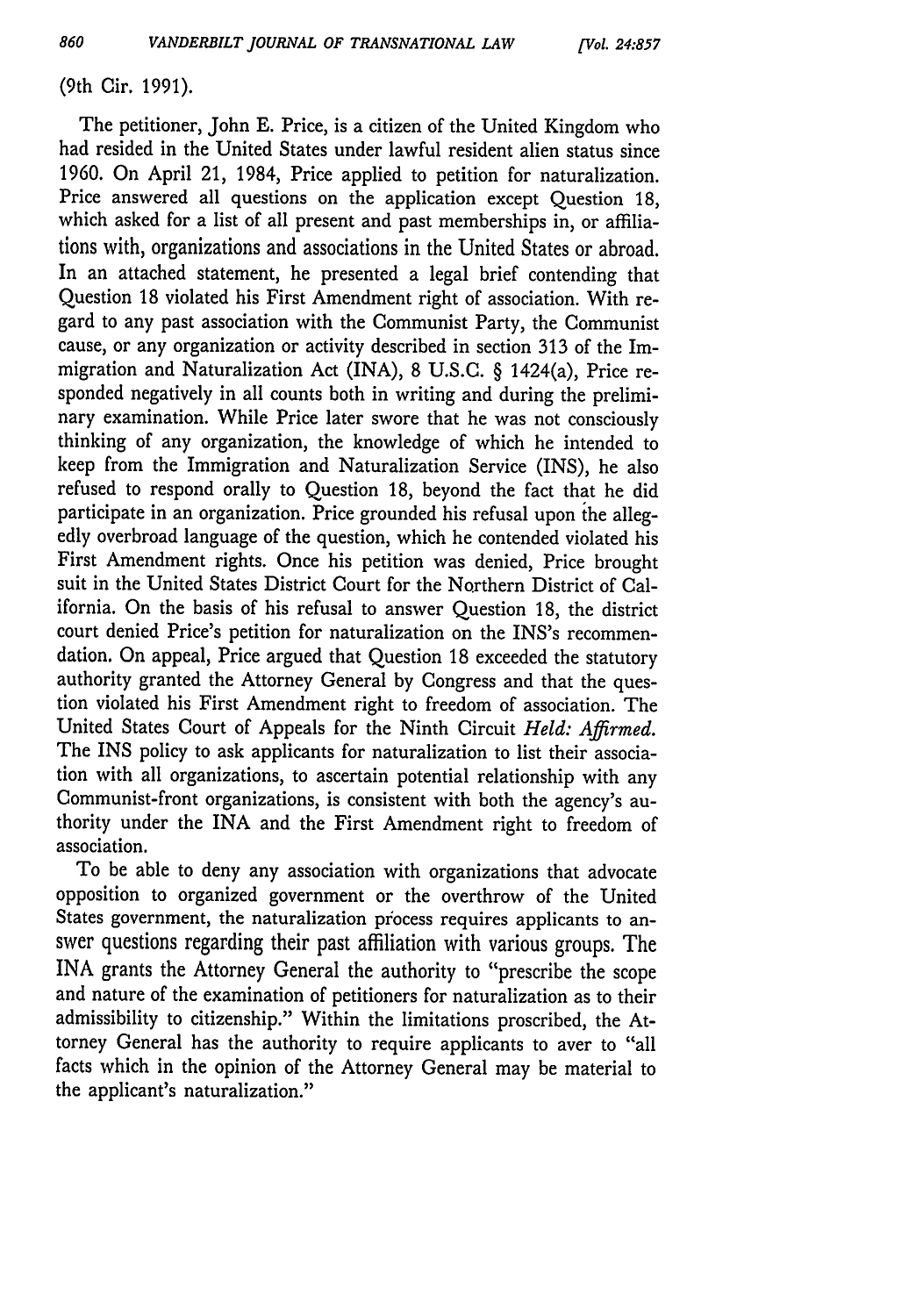(9th Cir. 1991).

The petitioner, John E. Price, is a citizen of the United Kingdom who had resided in the United States under lawful resident alien status since 1960. On April 21, 1984, Price applied to petition for naturalization. Price answered all questions on the application except Question 18, which asked for a list of all present and past memberships in, or affiliations with, organizations and associations in the United States or abroad. In an attached statement, he presented a legal brief contending that Question 18 violated his First Amendment right of association. With regard to any past association with the Communist Party, the Communist cause, or any organization or activity described in section 313 of the Immigration and Naturalization Act (INA), 8 U.S.C. § 1424(a), Price responded negatively in all counts both in writing and during the preliminary examination. While Price later swore that he was not consciously thinking of any organization, the knowledge of which he intended to keep from the Immigration and Naturalization Service (INS), he also refused to respond orally to Question 18, beyond the fact that he did participate in an organization. Price grounded his refusal upon the allegedly overbroad language of the question, which he contended violated his First Amendment rights. Once his petition was denied, Price brought suit in the United States District Court for the Northern District of California. On the basis of his refusal to answer Question 18, the district court denied Price's petition for naturalization on the INS's recommendation. On appeal, Price argued that Question 18 exceeded the statutory authority granted the Attorney General by Congress and that the question violated his First Amendment right to freedom of association. The United States Court of Appeals for the Ninth Circuit *Held: Affirmed.* The INS policy to ask applicants for naturalization to list their association with all organizations, to ascertain potential relationship with any Communist-front organizations, is consistent with both the agency's authority under the INA and the First Amendment right to freedom of association.

To be able to deny any association with organizations that advocate opposition to organized government or the overthrow of the United States government, the naturalization process requires applicants to answer questions regarding their past affiliation with various groups. The INA grants the Attorney General the authority to "prescribe the scope and nature of the examination of petitioners for naturalization as to their admissibility to citizenship." Within the limitations proscribed, the Attorney General has the authority to require applicants to aver to "all facts which in the opinion of the Attorney General may be material to the applicant's naturalization."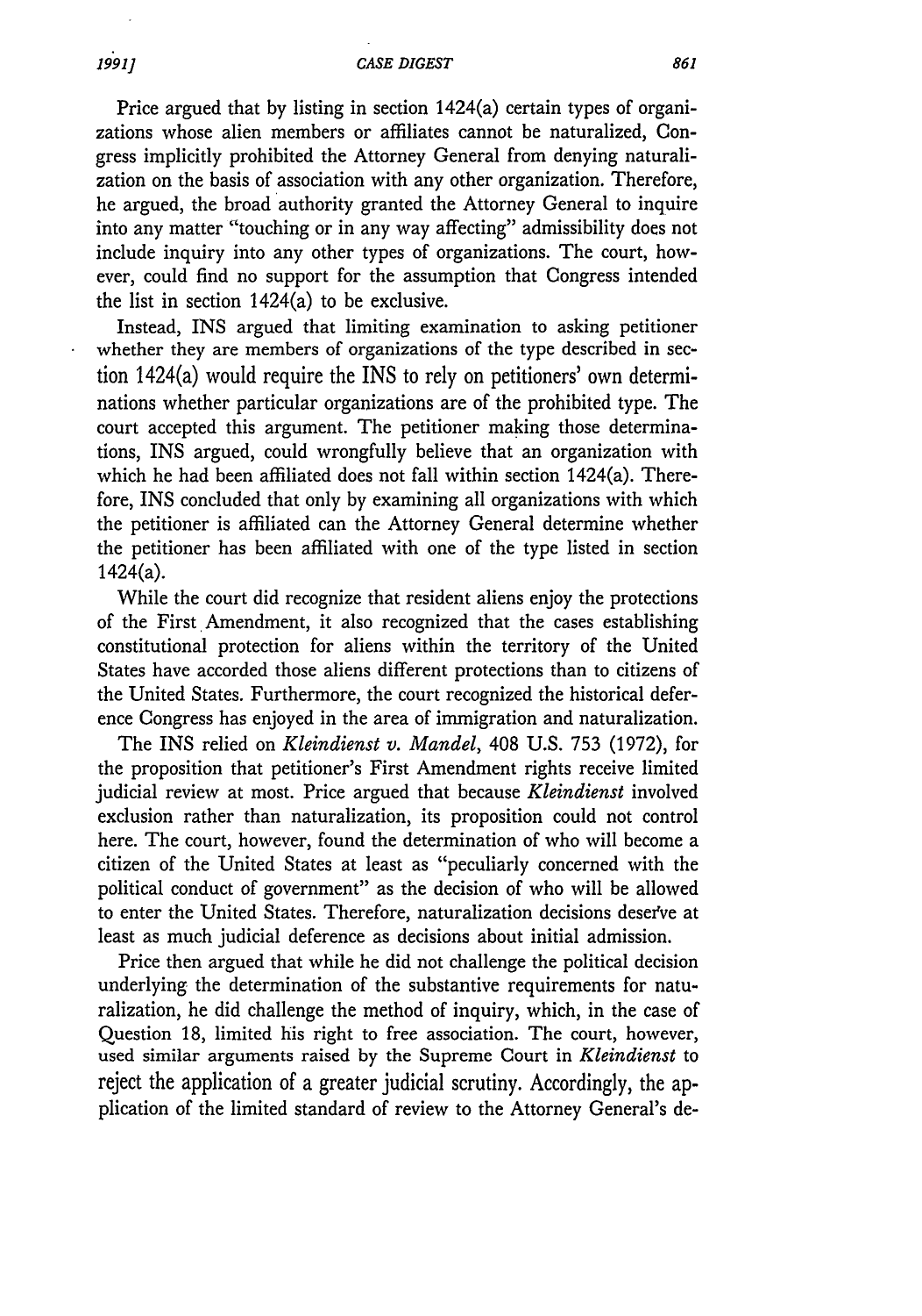Price argued that by listing in section 1424(a) certain types of organizations whose alien members or affiliates cannot be naturalized, Congress implicitly prohibited the Attorney General from denying naturalization on the basis of association with any other organization. Therefore, he argued, the broad authority granted the Attorney General to inquire into any matter "touching or in any way affecting" admissibility does not include inquiry into any other types of organizations. The court, however, could find no support for the assumption that Congress intended the list in section 1424(a) to be exclusive.

Instead, INS argued that limiting examination to asking petitioner whether they are members of organizations of the type described in section 1424(a) would require the INS to rely on petitioners' own determinations whether particular organizations are of the prohibited type. The court accepted this argument. The petitioner making those determinations, INS argued, could wrongfully believe that an organization with which he had been affiliated does not fall within section 1424(a). Therefore, INS concluded that only by examining all organizations with which the petitioner is affiliated can the Attorney General determine whether the petitioner has been affiliated with one of the type listed in section 1424(a).

While the court did recognize that resident aliens enjoy the protections of the First Amendment, it also recognized that the cases establishing constitutional protection for aliens within the territory of the United States have accorded those aliens different protections than to citizens of the United States. Furthermore, the court recognized the historical deference Congress has enjoyed in the area of immigration and naturalization.

The INS relied on *Kleindienst v. Mandel*, 408 U.S. 753 (1972), for the proposition that petitioner's First Amendment rights receive limited judicial review at most. Price argued that because *Kleindienst* involved exclusion rather than naturalization, its proposition could not control here. The court, however, found the determination of who will become a citizen of the United States at least as "peculiarly concerned with the political conduct of government" as the decision of who will be allowed to enter the United States. Therefore, naturalization decisions deserve at least as much judicial deference as decisions about initial admission.

Price then argued that while he did not challenge the political decision underlying the determination of the substantive requirements for naturalization, he did challenge the method of inquiry, which, in the case of Question 18, limited his right to free association. The court, however, used similar arguments raised by the Supreme Court in *Kleindienst* to reject the application of a greater judicial scrutiny. Accordingly, the application of the limited standard of review to the Attorney General's de-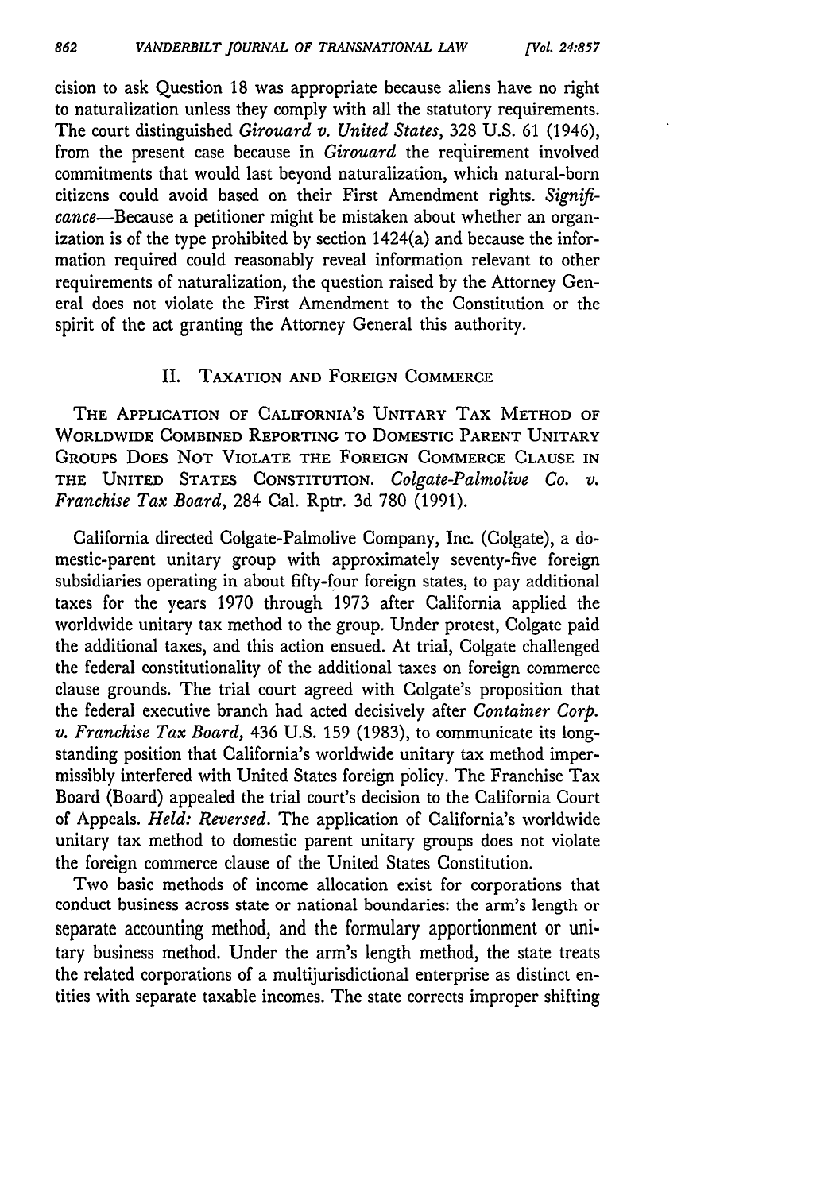cision to ask Question 18 was appropriate because aliens have no right to naturalization unless they comply with all the statutory requirements. The court distinguished *Girouard v. United States*, 328 U.S. 61 (1946), from the present case because in *Girouard* the requirement involved commitments that would last beyond naturalization, which natural-born citizens could avoid based on their First Amendment rights. *Significance*—Because a petitioner might be mistaken about whether an organization is of the type prohibited by section 1424(a) and because the information required could reasonably reveal information relevant to other requirements of naturalization, the question raised by the Attorney General does not violate the First Amendment to the Constitution or the spirit of the act granting the Attorney General this authority.

## II. Taxation and Foreign Commerce

THE APPLICATION OF CALIFORNIA'S UNITARY TAX METHOD OF WORLDWIDE COMBINED REPORTING TO DOMESTIC PARENT UNITARY GROUPS DOES NOT VIOLATE THE FOREIGN COMMERCE CLAUSE IN THE UNITED STATES CONSTITUTION. *Colgate-Palmolive Co. v. Franchise Tax Board*, 284 Cal. Rptr. 3d 780 (1991).

California directed Colgate-Palmolive Company, Inc. (Colgate), a domestic-parent unitary group with approximately seventy-five foreign subsidiaries operating in about fifty-four foreign states, to pay additional taxes for the years 1970 through 1973 after California applied the worldwide unitary tax method to the group. Under protest, Colgate paid the additional taxes, and this action ensued. At trial, Colgate challenged the federal constitutionality of the additional taxes on foreign commerce clause grounds. The trial court agreed with Colgate's proposition that the federal executive branch had acted decisively after *Container Corp. v. Franchise Tax Board*, 436 U.S. 159 (1983), to communicate its longstanding position that California's worldwide unitary tax method impermissibly interfered with United States foreign policy. The Franchise Tax Board (Board) appealed the trial court's decision to the California Court of Appeals. *Held: Reversed.* The application of California's worldwide unitary tax method to domestic parent unitary groups does not violate the foreign commerce clause of the United States Constitution.

Two basic methods of income allocation exist for corporations that conduct business across state or national boundaries: the arm's length or separate accounting method, and the formulary apportionment or unitary business method. Under the arm's length method, the state treats the related corporations of a multijurisdictional enterprise as distinct entities with separate taxable incomes. The state corrects improper shifting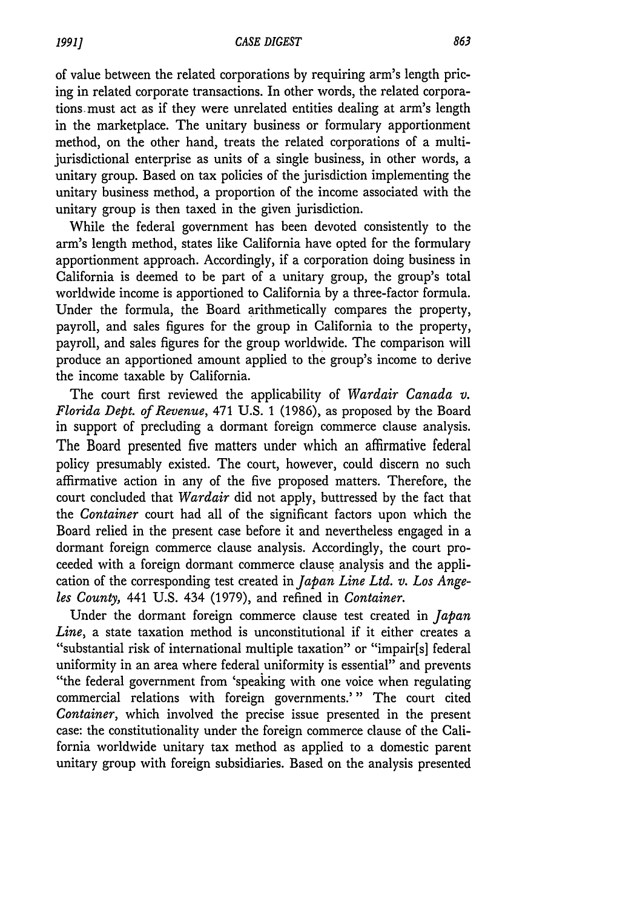of value between the related corporations by requiring arm's length pricing in related corporate transactions. In other words, the related corporations must act as if they were unrelated entities dealing at arm's length in the marketplace. The unitary business or formulary apportionment method, on the other hand, treats the related corporations of a multijurisdictional enterprise as units of a single business, in other words, a unitary group. Based on tax policies of the jurisdiction implementing the unitary business method, a proportion of the income associated with the unitary group is then taxed in the given jurisdiction.

While the federal government has been devoted consistently to the arm's length method, states like California have opted for the formulary apportionment approach. Accordingly, if a corporation doing business in California is deemed to be part of a unitary group, the group's total worldwide income is apportioned to California by a three-factor formula. Under the formula, the Board arithmetically compares the property, payroll, and sales figures for the group in California to the property, payroll, and sales figures for the group worldwide. The comparison will produce an apportioned amount applied to the group's income to derive the income taxable by California.

The court first reviewed the applicability of *Wardair Canada v. Florida Dept. of Revenue*, 471 U.S. 1 (1986), as proposed by the Board in support of precluding a dormant foreign commerce clause analysis. The Board presented five matters under which an affirmative federal policy presumably existed. The court, however, could discern no such affirmative action in any of the five proposed matters. Therefore, the court concluded that *Wardair* did not apply, buttressed by the fact that the *Container* court had all of the significant factors upon which the Board relied in the present case before it and nevertheless engaged in a dormant foreign commerce clause analysis. Accordingly, the court proceeded with a foreign dormant commerce clause analysis and the application of the corresponding test created in *Japan Line Ltd. v. Los Angeles County,* 441 U.S. 434 (1979), and refined in *Container*.

Under the dormant foreign commerce clause test created in *Japan Line*, a state taxation method is unconstitutional if it either creates a "substantial risk of international multiple taxation" or "impair[s] federal uniformity in an area where federal uniformity is essential" and prevents "the federal government from 'speaking with one voice when regulating commercial relations with foreign governments.'" The court cited *Container*, which involved the precise issue presented in the present case: the constitutionality under the foreign commerce clause of the California worldwide unitary tax method as applied to a domestic parent unitary group with foreign subsidiaries. Based on the analysis presented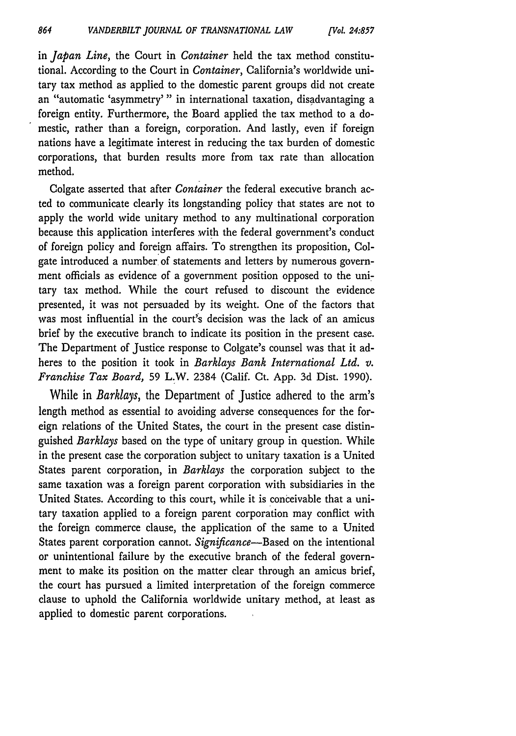in *Japan Line*, the Court in *Container* held the tax method constitutional. According to the Court in *Container*, California's worldwide unitary tax method as applied to the domestic parent groups did not create an "automatic 'asymmetry' " in international taxation, disadvantaging a foreign entity. Furthermore, the Board applied the tax method to a domestic, rather than a foreign, corporation. And lastly, even if foreign nations have a legitimate interest in reducing the tax burden of domestic corporations, that burden results more from tax rate than allocation method.

Colgate asserted that after *Container* the federal executive branch acted to communicate clearly its longstanding policy that states are not to apply the world wide unitary method to any multinational corporation because this application interferes with the federal government's conduct of foreign policy and foreign affairs. To strengthen its proposition, Colgate introduced a number of statements and letters by numerous government officials as evidence of a government position opposed to the unitary tax method. While the court refused to discount the evidence presented, it was not persuaded by its weight. One of the factors that was most influential in the court's decision was the lack of an amicus brief by the executive branch to indicate its position in the present case. The Department of Justice response to Colgate's counsel was that it adheres to the position it took in *Barklays Bank International Ltd. v. Franchise Tax Board,* 59 L.W. 2384 (Calif. Ct. App. 3d Dist. 1990).

While in *Barklays*, the Department of Justice adhered to the arm's length method as essential to avoiding adverse consequences for the foreign relations of the United States, the court in the present case distinguished *Barklays* based on the type of unitary group in question. While in the present case the corporation subject to unitary taxation is a United States parent corporation, in *Barklays* the corporation subject to the same taxation was a foreign parent corporation with subsidiaries in the United States. According to this court, while it is conceivable that a unitary taxation applied to a foreign parent corporation may conflict with the foreign commerce clause, the application of the same to a United States parent corporation cannot. *Significance*—Based on the intentional or unintentional failure by the executive branch of the federal government to make its position on the matter clear through an amicus brief, the court has pursued a limited interpretation of the foreign commerce clause to uphold the California worldwide unitary method, at least as applied to domestic parent corporations.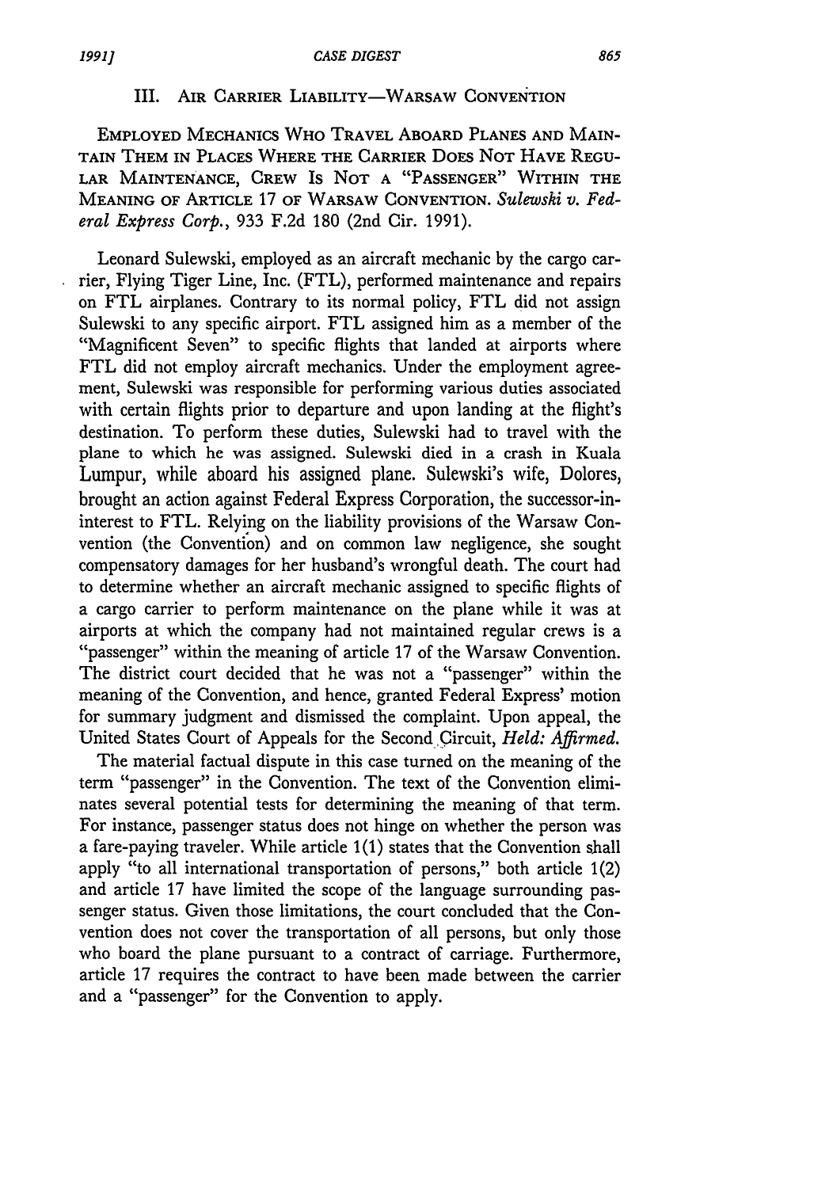## III. Air Carrier Liability—Warsaw Convention

**Employed Mechanics Who Travel Aboard Planes and Maintain Them in Places Where the Carrier Does Not Have Regular Maintenance, Crew Is Not a "Passenger" Within the Meaning of Article 17 of Warsaw Convention.** *Sulewski v. Federal Express Corp.*, 933 F.2d 180 (2nd Cir. 1991).

Leonard Sulewski, employed as an aircraft mechanic by the cargo carrier, Flying Tiger Line, Inc. (FTL), performed maintenance and repairs on FTL airplanes. Contrary to its normal policy, FTL did not assign Sulewski to any specific airport. FTL assigned him as a member of the "Magnificent Seven" to specific flights that landed at airports where FTL did not employ aircraft mechanics. Under the employment agreement, Sulewski was responsible for performing various duties associated with certain flights prior to departure and upon landing at the flight's destination. To perform these duties, Sulewski had to travel with the plane to which he was assigned. Sulewski died in a crash in Kuala Lumpur, while aboard his assigned plane. Sulewski's wife, Dolores, brought an action against Federal Express Corporation, the successor-in-interest to FTL. Relying on the liability provisions of the Warsaw Convention (the Convention) and on common law negligence, she sought compensatory damages for her husband's wrongful death. The court had to determine whether an aircraft mechanic assigned to specific flights of a cargo carrier to perform maintenance on the plane while it was at airports at which the company had not maintained regular crews is a "passenger" within the meaning of article 17 of the Warsaw Convention. The district court decided that he was not a "passenger" within the meaning of the Convention, and hence, granted Federal Express' motion for summary judgment and dismissed the complaint. Upon appeal, the United States Court of Appeals for the Second Circuit, *Held: Affirmed.*

The material factual dispute in this case turned on the meaning of the term "passenger" in the Convention. The text of the Convention eliminates several potential tests for determining the meaning of that term. For instance, passenger status does not hinge on whether the person was a fare-paying traveler. While article 1(1) states that the Convention shall apply "to all international transportation of persons," both article 1(2) and article 17 have limited the scope of the language surrounding passenger status. Given those limitations, the court concluded that the Convention does not cover the transportation of all persons, but only those who board the plane pursuant to a contract of carriage. Furthermore, article 17 requires the contract to have been made between the carrier and a "passenger" for the Convention to apply.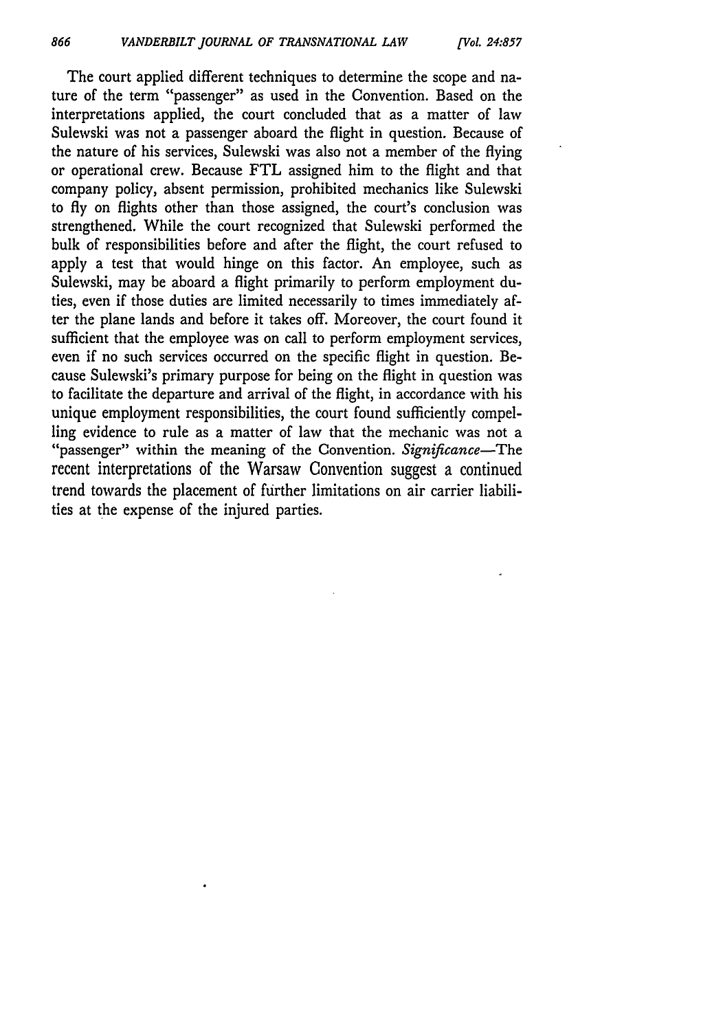The court applied different techniques to determine the scope and nature of the term "passenger" as used in the Convention. Based on the interpretations applied, the court concluded that as a matter of law Sulewski was not a passenger aboard the flight in question. Because of the nature of his services, Sulewski was also not a member of the flying or operational crew. Because FTL assigned him to the flight and that company policy, absent permission, prohibited mechanics like Sulewski to fly on flights other than those assigned, the court's conclusion was strengthened. While the court recognized that Sulewski performed the bulk of responsibilities before and after the flight, the court refused to apply a test that would hinge on this factor. An employee, such as Sulewski, may be aboard a flight primarily to perform employment duties, even if those duties are limited necessarily to times immediately after the plane lands and before it takes off. Moreover, the court found it sufficient that the employee was on call to perform employment services, even if no such services occurred on the specific flight in question. Because Sulewski's primary purpose for being on the flight in question was to facilitate the departure and arrival of the flight, in accordance with his unique employment responsibilities, the court found sufficiently compelling evidence to rule as a matter of law that the mechanic was not a "passenger" within the meaning of the Convention. *Significance*—The recent interpretations of the Warsaw Convention suggest a continued trend towards the placement of further limitations on air carrier liabilities at the expense of the injured parties.